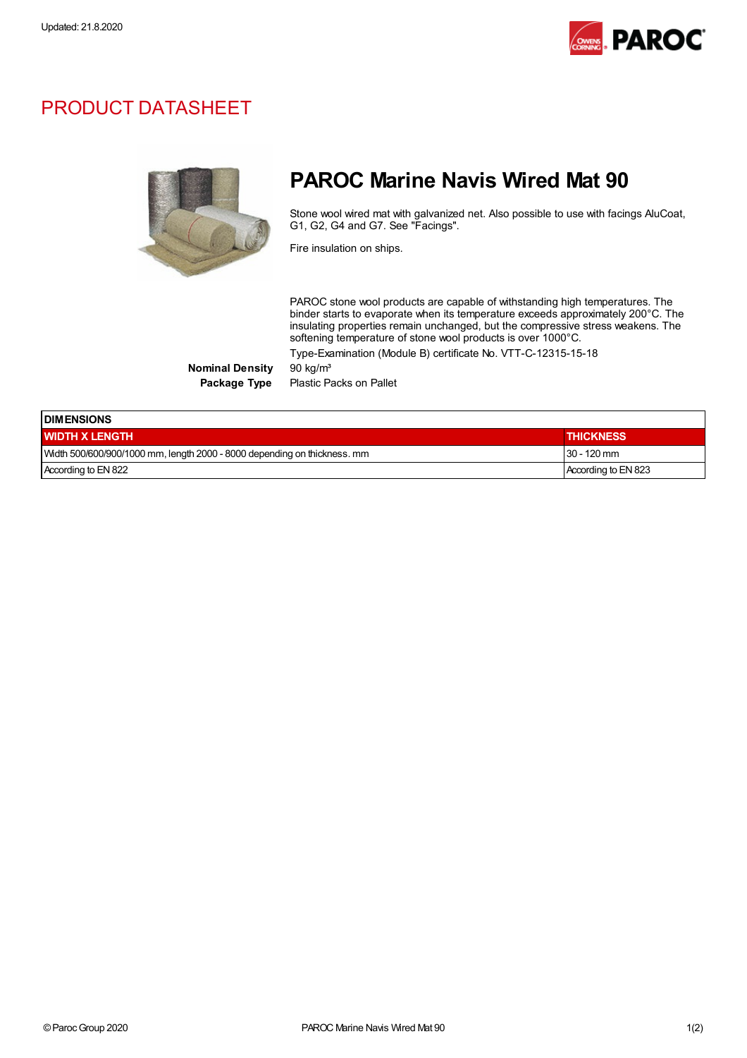Updated: 21.8.2020

# PRODUCT DATASHEET

## PAROC Marine Navis Wired Mat 90

Stone wool wired mat with galvanized net. Also possible to use with facings AluCoat, G1, G2, G4 and G7. See "Facings".

Fire insulation on ships.

PAROC stone wool products are capable of withstanding high temperatures. The binder starts to evaporate when its temperature exceeds approximately 200°C. The insulating properties remain unchanged, but the compressive stress weakens. The softening temperature of stone wool products is over 1000°C.

Type-Examination (Module B) certificate No. VTT-C-12315-15-18

**Nominal Density** 90 kg/m³

**Package Type** Plastic Packs on Pallet

| DIMENSIONS | |
|---|---|
| **WIDTH X LENGTH** | **THICKNESS** |
| Width 500/600/900/1000 mm, length 2000 - 8000 depending on thickness. mm | 30 - 120 mm |
| According to EN 822 | According to EN 823 |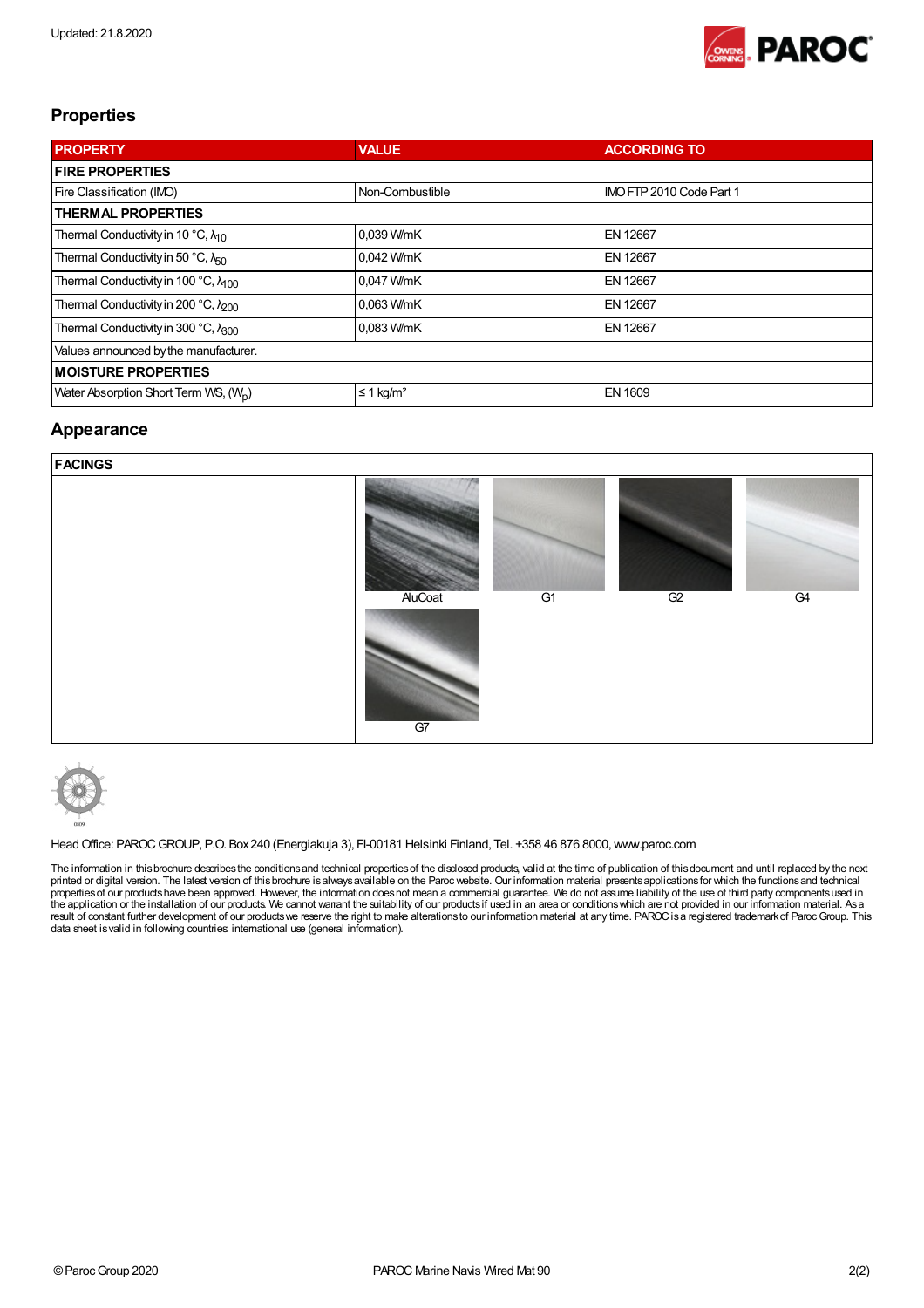Updated: 21.8.2020

## Properties

| PROPERTY | VALUE | ACCORDING TO |
|---|---|---|
| **FIRE PROPERTIES** | | |
| Fire Classification (IMO) | Non-Combustible | IMO FTP 2010 Code Part 1 |
| **THERMAL PROPERTIES** | | |
| Thermal Conductivity in 10 °C, $\lambda_{10}$ | 0,039 W/mK | EN 12667 |
| Thermal Conductivity in 50 °C, $\lambda_{50}$ | 0,042 W/mK | EN 12667 |
| Thermal Conductivity in 100 °C, $\lambda_{100}$ | 0,047 W/mK | EN 12667 |
| Thermal Conductivity in 200 °C, $\lambda_{200}$ | 0,063 W/mK | EN 12667 |
| Thermal Conductivity in 300 °C, $\lambda_{300}$ | 0,083 W/mK | EN 12667 |
| Values announced by the manufacturer. | | |
| **MOISTURE PROPERTIES** | | |
| Water Absorption Short Term WS, ($W_p$) | ≤ 1 kg/m² | EN 1609 |

## Appearance

**FACINGS**

AluCoat G1 G2 G4

G7

Head Office: PAROC GROUP, P.O. Box 240 (Energiakuja 3), FI-00181 Helsinki Finland, Tel. +358 46 876 8000, www.paroc.com

The information in this brochure describes the conditions and technical properties of the disclosed products, valid at the time of publication of this document and until replaced by the next printed or digital version. The latest version of this brochure is always available on the Paroc website. Our information material presents applications for which the functions and technical properties of our products have been approved. However, the information does not mean a commercial guarantee. We do not assume liability of the use of third party components used in the application or the installation of our products. We cannot warrant the suitability of our products if used in an area or conditions which are not provided in our information material. As a result of constant further development of our products we reserve the right to make alterations to our information material at any time. PAROC is a registered trademark of Paroc Group. This data sheet is valid in following countries: international use (general information).

© Paroc Group 2020 PAROC Marine Navis Wired Mat 90